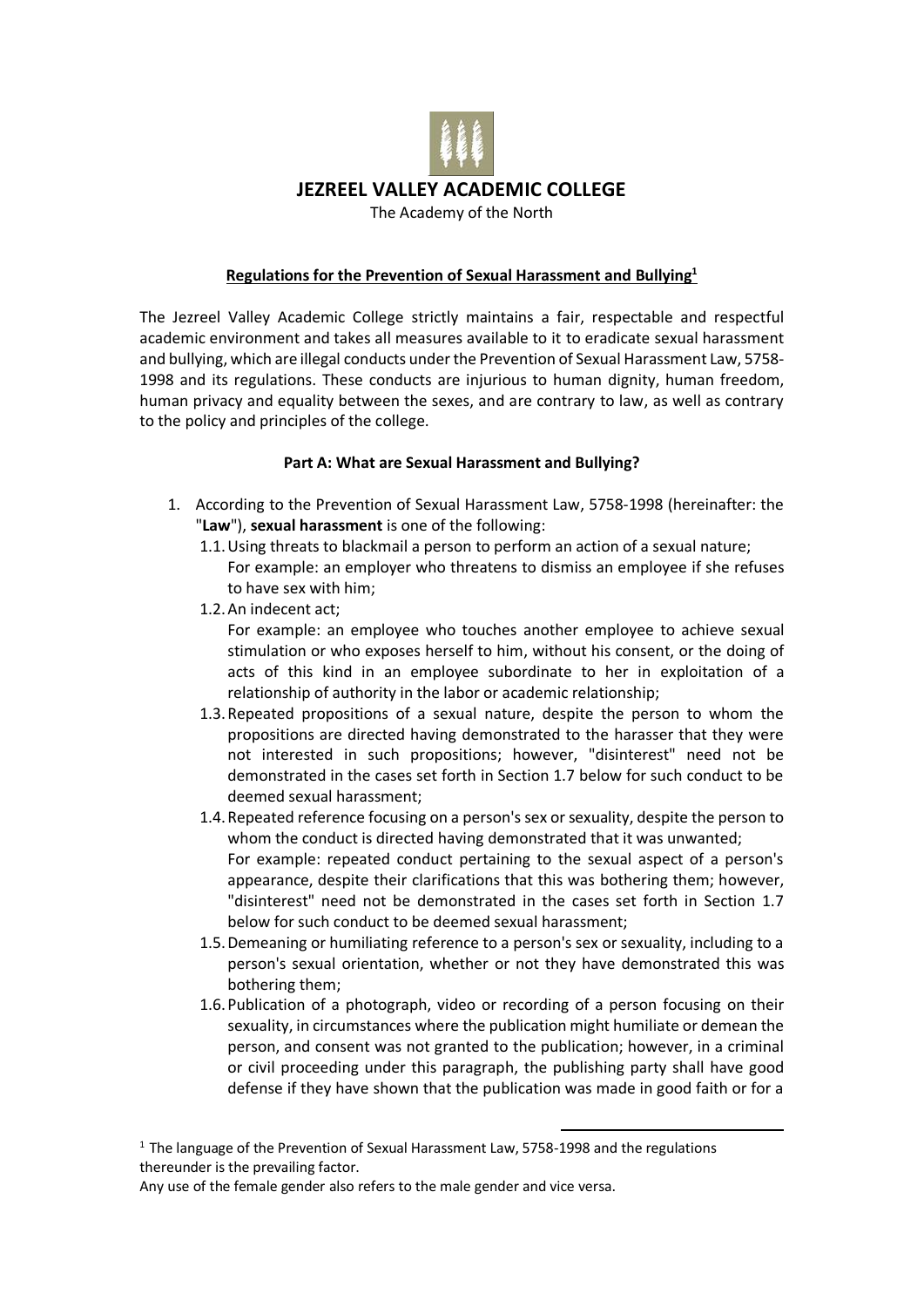# JEZREEL VALLEY ACADEMIC COLLEGE

The Academy of the North

**Regulations for the Prevention of Sexual Harassment and Bullying[1]**

The Jezreel Valley Academic College strictly maintains a fair, respectable and respectful academic environment and takes all measures available to it to eradicate sexual harassment and bullying, which are illegal conducts under the Prevention of Sexual Harassment Law, 5758-1998 and its regulations. These conducts are injurious to human dignity, human freedom, human privacy and equality between the sexes, and are contrary to law, as well as contrary to the policy and principles of the college.

## Part A: What are Sexual Harassment and Bullying?

1. According to the Prevention of Sexual Harassment Law, 5758-1998 (hereinafter: the "**Law**"), **sexual harassment** is one of the following:
   1.1. Using threats to blackmail a person to perform an action of a sexual nature; For example: an employer who threatens to dismiss an employee if she refuses to have sex with him;
   1.2. An indecent act; For example: an employee who touches another employee to achieve sexual stimulation or who exposes herself to him, without his consent, or the doing of acts of this kind in an employee subordinate to her in exploitation of a relationship of authority in the labor or academic relationship;
   1.3. Repeated propositions of a sexual nature, despite the person to whom the propositions are directed having demonstrated to the harasser that they were not interested in such propositions; however, "disinterest" need not be demonstrated in the cases set forth in Section 1.7 below for such conduct to be deemed sexual harassment;
   1.4. Repeated reference focusing on a person's sex or sexuality, despite the person to whom the conduct is directed having demonstrated that it was unwanted; For example: repeated conduct pertaining to the sexual aspect of a person's appearance, despite their clarifications that this was bothering them; however, "disinterest" need not be demonstrated in the cases set forth in Section 1.7 below for such conduct to be deemed sexual harassment;
   1.5. Demeaning or humiliating reference to a person's sex or sexuality, including to a person's sexual orientation, whether or not they have demonstrated this was bothering them;
   1.6. Publication of a photograph, video or recording of a person focusing on their sexuality, in circumstances where the publication might humiliate or demean the person, and consent was not granted to the publication; however, in a criminal or civil proceeding under this paragraph, the publishing party shall have good defense if they have shown that the publication was made in good faith or for a

[1] The language of the Prevention of Sexual Harassment Law, 5758-1998 and the regulations thereunder is the prevailing factor.
Any use of the female gender also refers to the male gender and vice versa.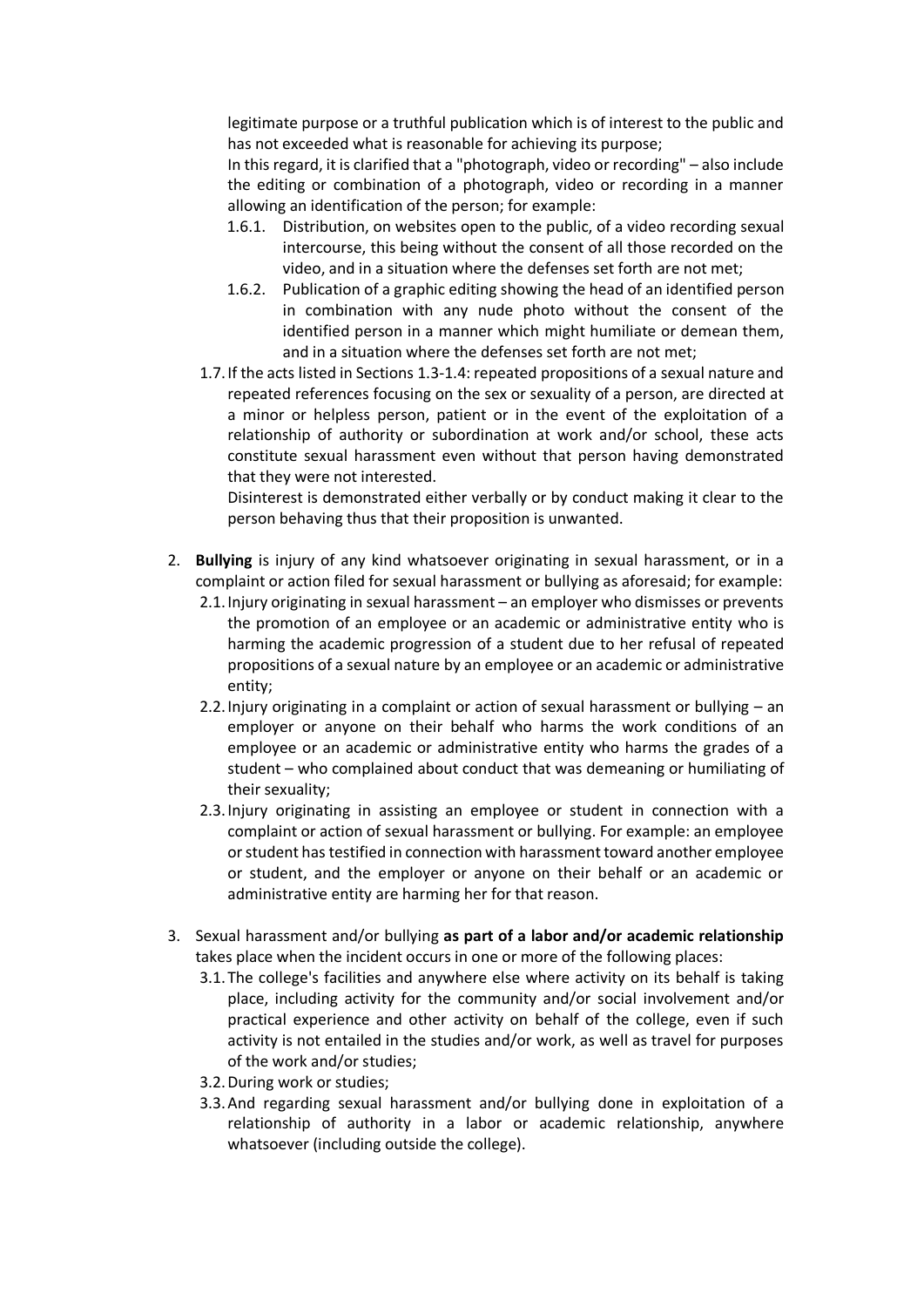legitimate purpose or a truthful publication which is of interest to the public and has not exceeded what is reasonable for achieving its purpose;

In this regard, it is clarified that a "photograph, video or recording" – also include the editing or combination of a photograph, video or recording in a manner allowing an identification of the person; for example:

- 1.6.1. Distribution, on websites open to the public, of a video recording sexual intercourse, this being without the consent of all those recorded on the video, and in a situation where the defenses set forth are not met;
- 1.6.2. Publication of a graphic editing showing the head of an identified person in combination with any nude photo without the consent of the identified person in a manner which might humiliate or demean them, and in a situation where the defenses set forth are not met;

1.7. If the acts listed in Sections 1.3-1.4: repeated propositions of a sexual nature and repeated references focusing on the sex or sexuality of a person, are directed at a minor or helpless person, patient or in the event of the exploitation of a relationship of authority or subordination at work and/or school, these acts constitute sexual harassment even without that person having demonstrated that they were not interested.

Disinterest is demonstrated either verbally or by conduct making it clear to the person behaving thus that their proposition is unwanted.

2. **Bullying** is injury of any kind whatsoever originating in sexual harassment, or in a complaint or action filed for sexual harassment or bullying as aforesaid; for example:
   - 2.1. Injury originating in sexual harassment – an employer who dismisses or prevents the promotion of an employee or an academic or administrative entity who is harming the academic progression of a student due to her refusal of repeated propositions of a sexual nature by an employee or an academic or administrative entity;
   - 2.2. Injury originating in a complaint or action of sexual harassment or bullying – an employer or anyone on their behalf who harms the work conditions of an employee or an academic or administrative entity who harms the grades of a student – who complained about conduct that was demeaning or humiliating of their sexuality;
   - 2.3. Injury originating in assisting an employee or student in connection with a complaint or action of sexual harassment or bullying. For example: an employee or student has testified in connection with harassment toward another employee or student, and the employer or anyone on their behalf or an academic or administrative entity are harming her for that reason.

3. Sexual harassment and/or bullying **as part of a labor and/or academic relationship** takes place when the incident occurs in one or more of the following places:
   - 3.1. The college's facilities and anywhere else where activity on its behalf is taking place, including activity for the community and/or social involvement and/or practical experience and other activity on behalf of the college, even if such activity is not entailed in the studies and/or work, as well as travel for purposes of the work and/or studies;
   - 3.2. During work or studies;
   - 3.3. And regarding sexual harassment and/or bullying done in exploitation of a relationship of authority in a labor or academic relationship, anywhere whatsoever (including outside the college).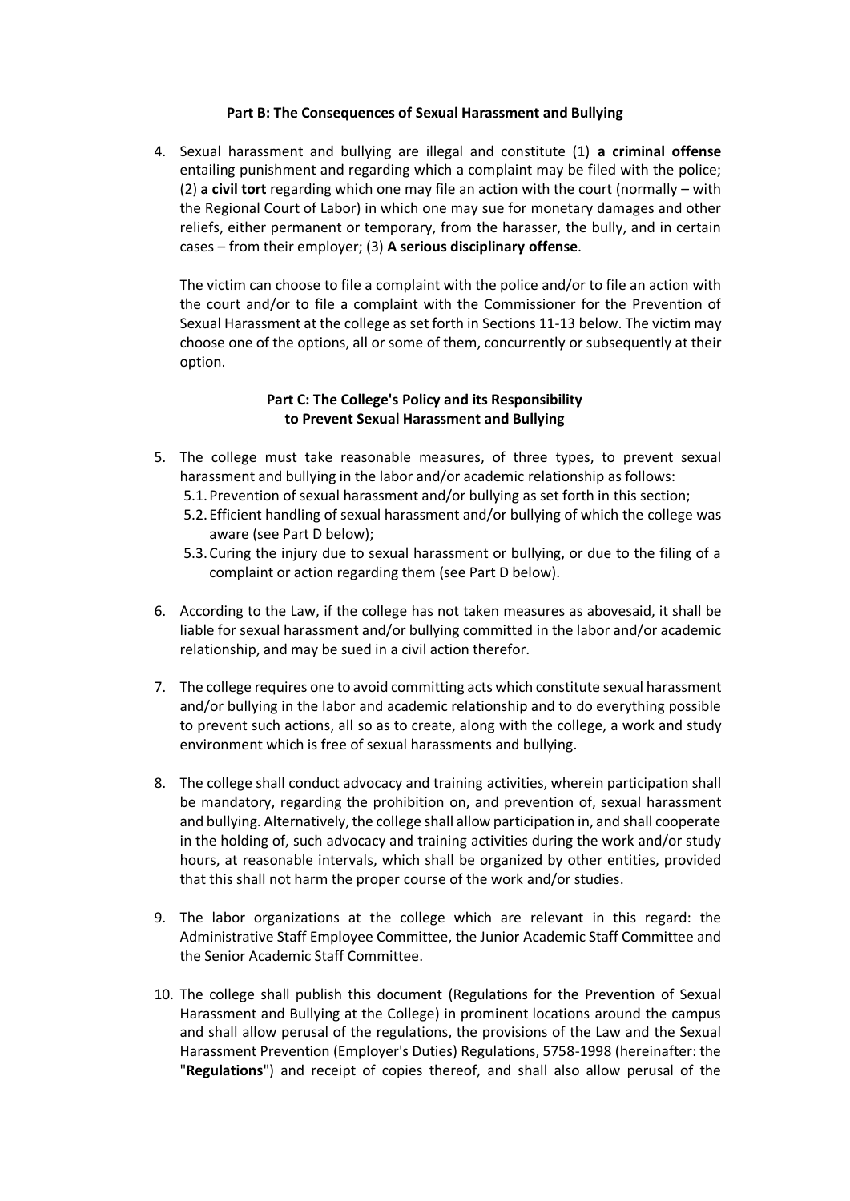## Part B: The Consequences of Sexual Harassment and Bullying

4. Sexual harassment and bullying are illegal and constitute (1) **a criminal offense** entailing punishment and regarding which a complaint may be filed with the police; (2) **a civil tort** regarding which one may file an action with the court (normally – with the Regional Court of Labor) in which one may sue for monetary damages and other reliefs, either permanent or temporary, from the harasser, the bully, and in certain cases – from their employer; (3) **A serious disciplinary offense**.

   The victim can choose to file a complaint with the police and/or to file an action with the court and/or to file a complaint with the Commissioner for the Prevention of Sexual Harassment at the college as set forth in Sections 11-13 below. The victim may choose one of the options, all or some of them, concurrently or subsequently at their option.

## Part C: The College's Policy and its Responsibility to Prevent Sexual Harassment and Bullying

5. The college must take reasonable measures, of three types, to prevent sexual harassment and bullying in the labor and/or academic relationship as follows:
   5.1. Prevention of sexual harassment and/or bullying as set forth in this section;
   5.2. Efficient handling of sexual harassment and/or bullying of which the college was aware (see Part D below);
   5.3. Curing the injury due to sexual harassment or bullying, or due to the filing of a complaint or action regarding them (see Part D below).

6. According to the Law, if the college has not taken measures as abovesaid, it shall be liable for sexual harassment and/or bullying committed in the labor and/or academic relationship, and may be sued in a civil action therefor.

7. The college requires one to avoid committing acts which constitute sexual harassment and/or bullying in the labor and academic relationship and to do everything possible to prevent such actions, all so as to create, along with the college, a work and study environment which is free of sexual harassments and bullying.

8. The college shall conduct advocacy and training activities, wherein participation shall be mandatory, regarding the prohibition on, and prevention of, sexual harassment and bullying. Alternatively, the college shall allow participation in, and shall cooperate in the holding of, such advocacy and training activities during the work and/or study hours, at reasonable intervals, which shall be organized by other entities, provided that this shall not harm the proper course of the work and/or studies.

9. The labor organizations at the college which are relevant in this regard: the Administrative Staff Employee Committee, the Junior Academic Staff Committee and the Senior Academic Staff Committee.

10. The college shall publish this document (Regulations for the Prevention of Sexual Harassment and Bullying at the College) in prominent locations around the campus and shall allow perusal of the regulations, the provisions of the Law and the Sexual Harassment Prevention (Employer's Duties) Regulations, 5758-1998 (hereinafter: the "**Regulations**") and receipt of copies thereof, and shall also allow perusal of the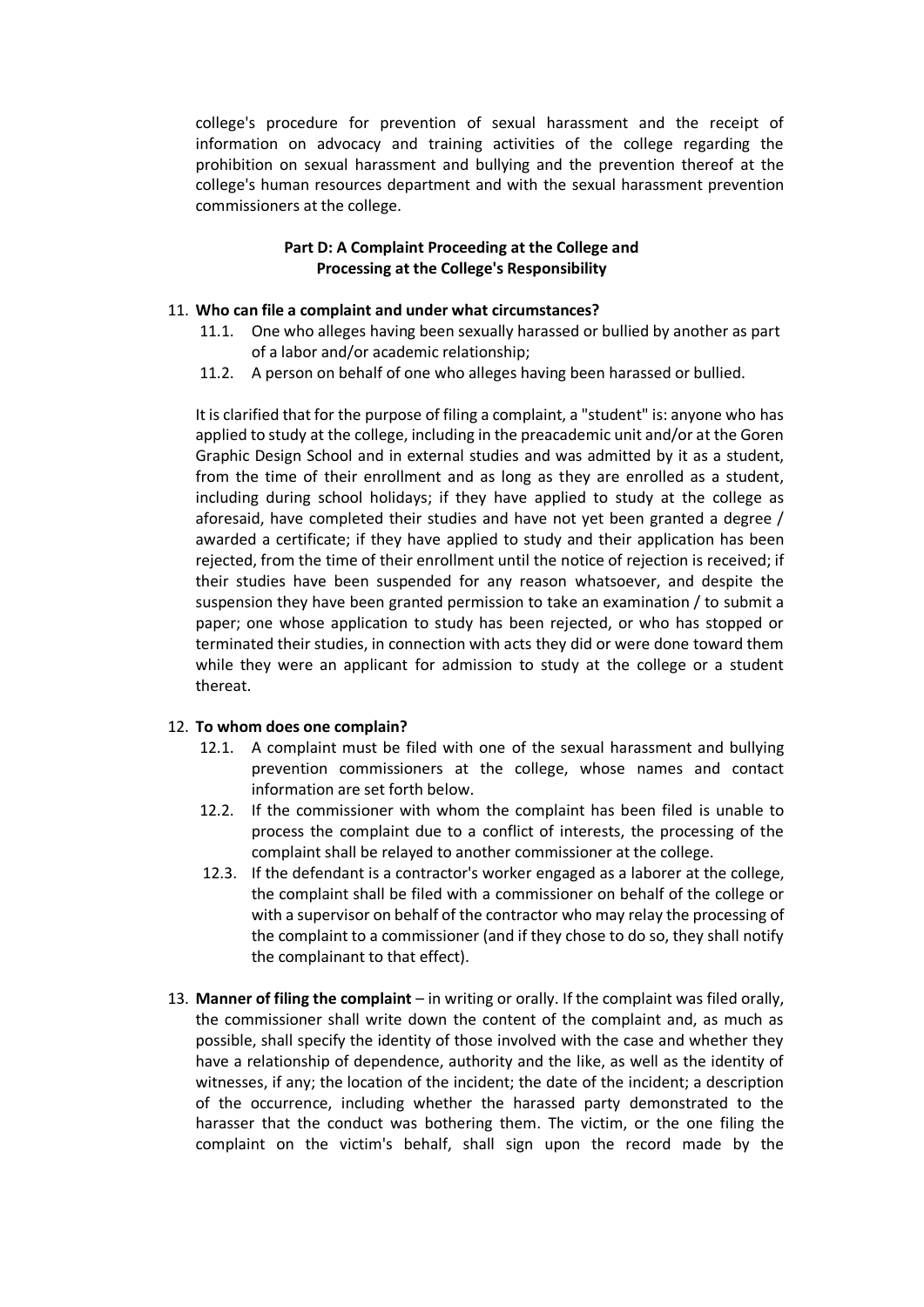college's procedure for prevention of sexual harassment and the receipt of information on advocacy and training activities of the college regarding the prohibition on sexual harassment and bullying and the prevention thereof at the college's human resources department and with the sexual harassment prevention commissioners at the college.

## Part D: A Complaint Proceeding at the College and Processing at the College's Responsibility

11. **Who can file a complaint and under what circumstances?**
    11.1. One who alleges having been sexually harassed or bullied by another as part of a labor and/or academic relationship;
    11.2. A person on behalf of one who alleges having been harassed or bullied.

It is clarified that for the purpose of filing a complaint, a "student" is: anyone who has applied to study at the college, including in the preacademic unit and/or at the Goren Graphic Design School and in external studies and was admitted by it as a student, from the time of their enrollment and as long as they are enrolled as a student, including during school holidays; if they have applied to study at the college as aforesaid, have completed their studies and have not yet been granted a degree / awarded a certificate; if they have applied to study and their application has been rejected, from the time of their enrollment until the notice of rejection is received; if their studies have been suspended for any reason whatsoever, and despite the suspension they have been granted permission to take an examination / to submit a paper; one whose application to study has been rejected, or who has stopped or terminated their studies, in connection with acts they did or were done toward them while they were an applicant for admission to study at the college or a student thereat.

12. **To whom does one complain?**
    12.1. A complaint must be filed with one of the sexual harassment and bullying prevention commissioners at the college, whose names and contact information are set forth below.
    12.2. If the commissioner with whom the complaint has been filed is unable to process the complaint due to a conflict of interests, the processing of the complaint shall be relayed to another commissioner at the college.
    12.3. If the defendant is a contractor's worker engaged as a laborer at the college, the complaint shall be filed with a commissioner on behalf of the college or with a supervisor on behalf of the contractor who may relay the processing of the complaint to a commissioner (and if they chose to do so, they shall notify the complainant to that effect).

13. **Manner of filing the complaint** – in writing or orally. If the complaint was filed orally, the commissioner shall write down the content of the complaint and, as much as possible, shall specify the identity of those involved with the case and whether they have a relationship of dependence, authority and the like, as well as the identity of witnesses, if any; the location of the incident; the date of the incident; a description of the occurrence, including whether the harassed party demonstrated to the harasser that the conduct was bothering them. The victim, or the one filing the complaint on the victim's behalf, shall sign upon the record made by the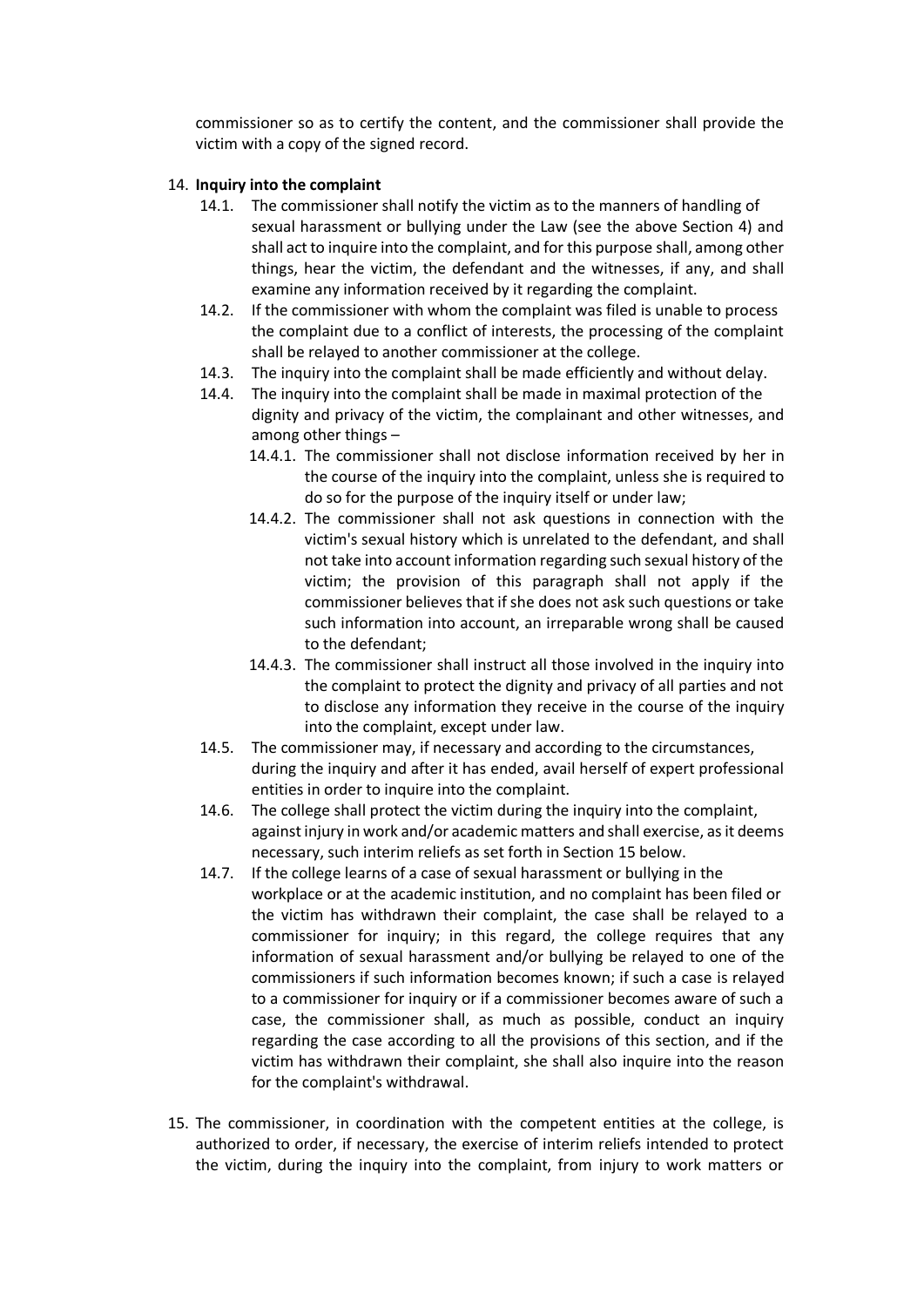commissioner so as to certify the content, and the commissioner shall provide the victim with a copy of the signed record.

14. **Inquiry into the complaint**
   - 14.1. The commissioner shall notify the victim as to the manners of handling of sexual harassment or bullying under the Law (see the above Section 4) and shall act to inquire into the complaint, and for this purpose shall, among other things, hear the victim, the defendant and the witnesses, if any, and shall examine any information received by it regarding the complaint.
   - 14.2. If the commissioner with whom the complaint was filed is unable to process the complaint due to a conflict of interests, the processing of the complaint shall be relayed to another commissioner at the college.
   - 14.3. The inquiry into the complaint shall be made efficiently and without delay.
   - 14.4. The inquiry into the complaint shall be made in maximal protection of the dignity and privacy of the victim, the complainant and other witnesses, and among other things –
     - 14.4.1. The commissioner shall not disclose information received by her in the course of the inquiry into the complaint, unless she is required to do so for the purpose of the inquiry itself or under law;
     - 14.4.2. The commissioner shall not ask questions in connection with the victim's sexual history which is unrelated to the defendant, and shall not take into account information regarding such sexual history of the victim; the provision of this paragraph shall not apply if the commissioner believes that if she does not ask such questions or take such information into account, an irreparable wrong shall be caused to the defendant;
     - 14.4.3. The commissioner shall instruct all those involved in the inquiry into the complaint to protect the dignity and privacy of all parties and not to disclose any information they receive in the course of the inquiry into the complaint, except under law.
   - 14.5. The commissioner may, if necessary and according to the circumstances, during the inquiry and after it has ended, avail herself of expert professional entities in order to inquire into the complaint.
   - 14.6. The college shall protect the victim during the inquiry into the complaint, against injury in work and/or academic matters and shall exercise, as it deems necessary, such interim reliefs as set forth in Section 15 below.
   - 14.7. If the college learns of a case of sexual harassment or bullying in the workplace or at the academic institution, and no complaint has been filed or the victim has withdrawn their complaint, the case shall be relayed to a commissioner for inquiry; in this regard, the college requires that any information of sexual harassment and/or bullying be relayed to one of the commissioners if such information becomes known; if such a case is relayed to a commissioner for inquiry or if a commissioner becomes aware of such a case, the commissioner shall, as much as possible, conduct an inquiry regarding the case according to all the provisions of this section, and if the victim has withdrawn their complaint, she shall also inquire into the reason for the complaint's withdrawal.

15. The commissioner, in coordination with the competent entities at the college, is authorized to order, if necessary, the exercise of interim reliefs intended to protect the victim, during the inquiry into the complaint, from injury to work matters or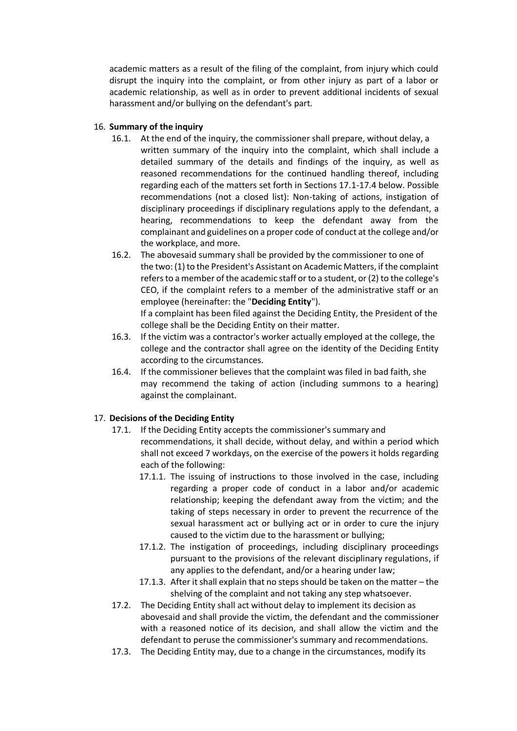academic matters as a result of the filing of the complaint, from injury which could disrupt the inquiry into the complaint, or from other injury as part of a labor or academic relationship, as well as in order to prevent additional incidents of sexual harassment and/or bullying on the defendant's part.

16. **Summary of the inquiry**
    - 16.1. At the end of the inquiry, the commissioner shall prepare, without delay, a written summary of the inquiry into the complaint, which shall include a detailed summary of the details and findings of the inquiry, as well as reasoned recommendations for the continued handling thereof, including regarding each of the matters set forth in Sections 17.1-17.4 below. Possible recommendations (not a closed list): Non-taking of actions, instigation of disciplinary proceedings if disciplinary regulations apply to the defendant, a hearing, recommendations to keep the defendant away from the complainant and guidelines on a proper code of conduct at the college and/or the workplace, and more.
    - 16.2. The abovesaid summary shall be provided by the commissioner to one of the two: (1) to the President's Assistant on Academic Matters, if the complaint refers to a member of the academic staff or to a student, or (2) to the college's CEO, if the complaint refers to a member of the administrative staff or an employee (hereinafter: the "**Deciding Entity**").
      If a complaint has been filed against the Deciding Entity, the President of the college shall be the Deciding Entity on their matter.
    - 16.3. If the victim was a contractor's worker actually employed at the college, the college and the contractor shall agree on the identity of the Deciding Entity according to the circumstances.
    - 16.4. If the commissioner believes that the complaint was filed in bad faith, she may recommend the taking of action (including summons to a hearing) against the complainant.

17. **Decisions of the Deciding Entity**
    - 17.1. If the Deciding Entity accepts the commissioner's summary and recommendations, it shall decide, without delay, and within a period which shall not exceed 7 workdays, on the exercise of the powers it holds regarding each of the following:
      - 17.1.1. The issuing of instructions to those involved in the case, including regarding a proper code of conduct in a labor and/or academic relationship; keeping the defendant away from the victim; and the taking of steps necessary in order to prevent the recurrence of the sexual harassment act or bullying act or in order to cure the injury caused to the victim due to the harassment or bullying;
      - 17.1.2. The instigation of proceedings, including disciplinary proceedings pursuant to the provisions of the relevant disciplinary regulations, if any applies to the defendant, and/or a hearing under law;
      - 17.1.3. After it shall explain that no steps should be taken on the matter – the shelving of the complaint and not taking any step whatsoever.
    - 17.2. The Deciding Entity shall act without delay to implement its decision as abovesaid and shall provide the victim, the defendant and the commissioner with a reasoned notice of its decision, and shall allow the victim and the defendant to peruse the commissioner's summary and recommendations.
    - 17.3. The Deciding Entity may, due to a change in the circumstances, modify its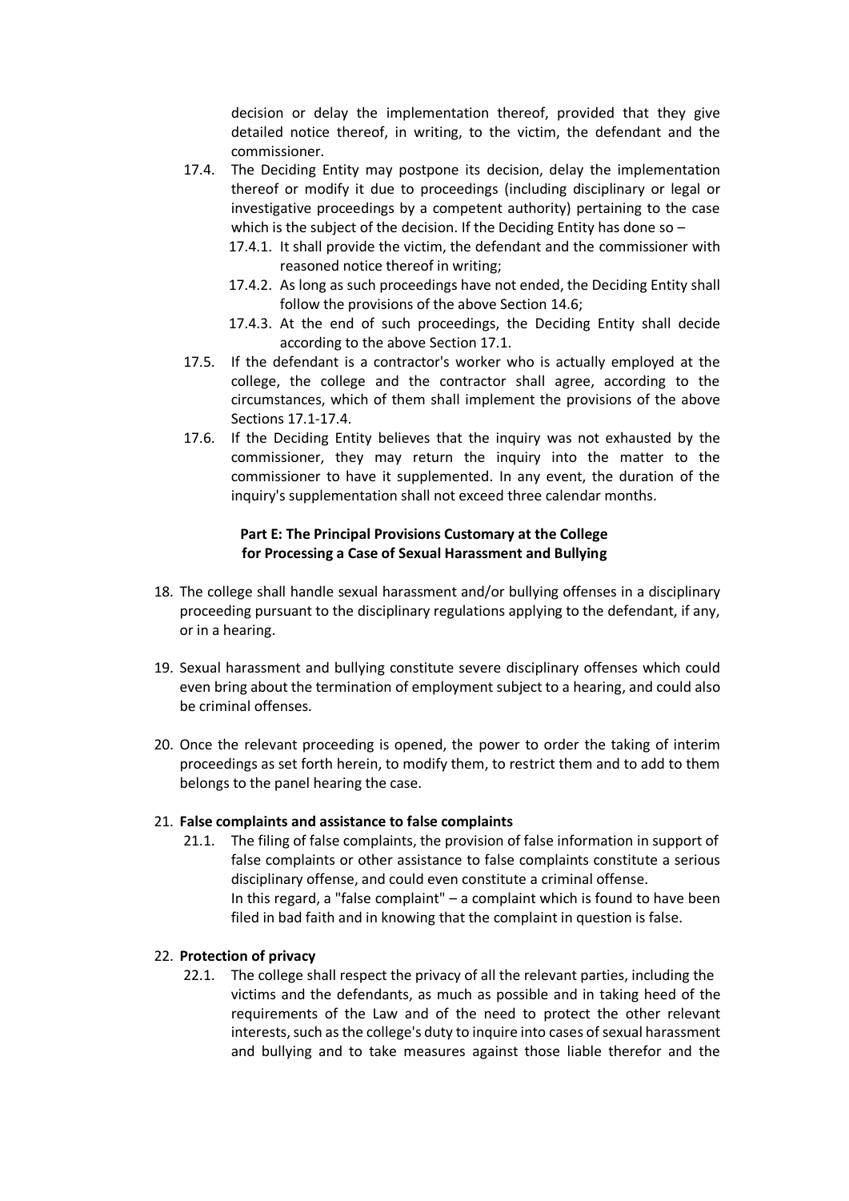decision or delay the implementation thereof, provided that they give detailed notice thereof, in writing, to the victim, the defendant and the commissioner.

17.4. The Deciding Entity may postpone its decision, delay the implementation thereof or modify it due to proceedings (including disciplinary or legal or investigative proceedings by a competent authority) pertaining to the case which is the subject of the decision. If the Deciding Entity has done so –

17.4.1. It shall provide the victim, the defendant and the commissioner with reasoned notice thereof in writing;

17.4.2. As long as such proceedings have not ended, the Deciding Entity shall follow the provisions of the above Section 14.6;

17.4.3. At the end of such proceedings, the Deciding Entity shall decide according to the above Section 17.1.

17.5. If the defendant is a contractor's worker who is actually employed at the college, the college and the contractor shall agree, according to the circumstances, which of them shall implement the provisions of the above Sections 17.1-17.4.

17.6. If the Deciding Entity believes that the inquiry was not exhausted by the commissioner, they may return the inquiry into the matter to the commissioner to have it supplemented. In any event, the duration of the inquiry's supplementation shall not exceed three calendar months.

## Part E: The Principal Provisions Customary at the College for Processing a Case of Sexual Harassment and Bullying

18. The college shall handle sexual harassment and/or bullying offenses in a disciplinary proceeding pursuant to the disciplinary regulations applying to the defendant, if any, or in a hearing.

19. Sexual harassment and bullying constitute severe disciplinary offenses which could even bring about the termination of employment subject to a hearing, and could also be criminal offenses.

20. Once the relevant proceeding is opened, the power to order the taking of interim proceedings as set forth herein, to modify them, to restrict them and to add to them belongs to the panel hearing the case.

21. **False complaints and assistance to false complaints**

21.1. The filing of false complaints, the provision of false information in support of false complaints or other assistance to false complaints constitute a serious disciplinary offense, and could even constitute a criminal offense.
In this regard, a "false complaint" – a complaint which is found to have been filed in bad faith and in knowing that the complaint in question is false.

22. **Protection of privacy**

22.1. The college shall respect the privacy of all the relevant parties, including the victims and the defendants, as much as possible and in taking heed of the requirements of the Law and of the need to protect the other relevant interests, such as the college's duty to inquire into cases of sexual harassment and bullying and to take measures against those liable therefor and the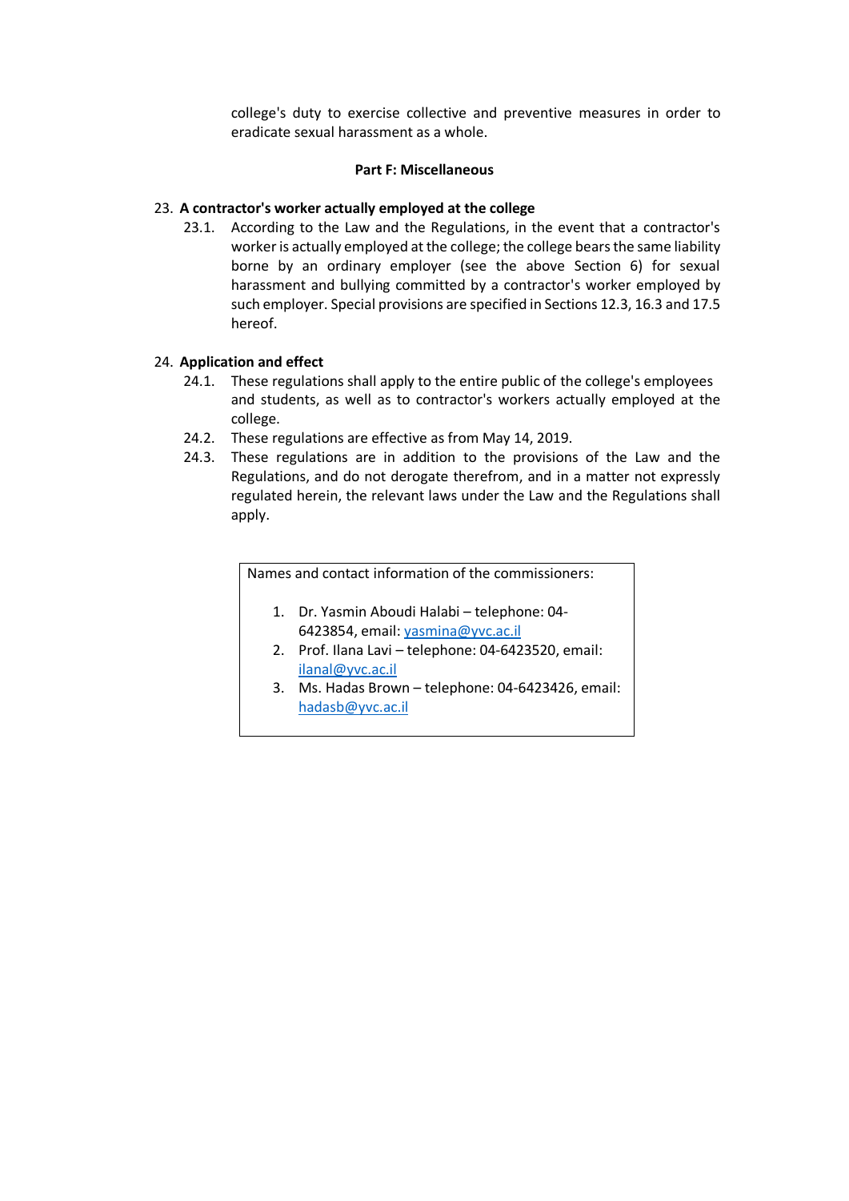college's duty to exercise collective and preventive measures in order to eradicate sexual harassment as a whole.

## Part F: Miscellaneous

23. **A contractor's worker actually employed at the college**

    23.1. According to the Law and the Regulations, in the event that a contractor's worker is actually employed at the college; the college bears the same liability borne by an ordinary employer (see the above Section 6) for sexual harassment and bullying committed by a contractor's worker employed by such employer. Special provisions are specified in Sections 12.3, 16.3 and 17.5 hereof.

24. **Application and effect**

    24.1. These regulations shall apply to the entire public of the college's employees and students, as well as to contractor's workers actually employed at the college.

    24.2. These regulations are effective as from May 14, 2019.

    24.3. These regulations are in addition to the provisions of the Law and the Regulations, and do not derogate therefrom, and in a matter not expressly regulated herein, the relevant laws under the Law and the Regulations shall apply.

Names and contact information of the commissioners:

1. Dr. Yasmin Aboudi Halabi – telephone: 04-6423854, email: yasmina@yvc.ac.il
2. Prof. Ilana Lavi – telephone: 04-6423520, email: ilanal@yvc.ac.il
3. Ms. Hadas Brown – telephone: 04-6423426, email: hadasb@yvc.ac.il